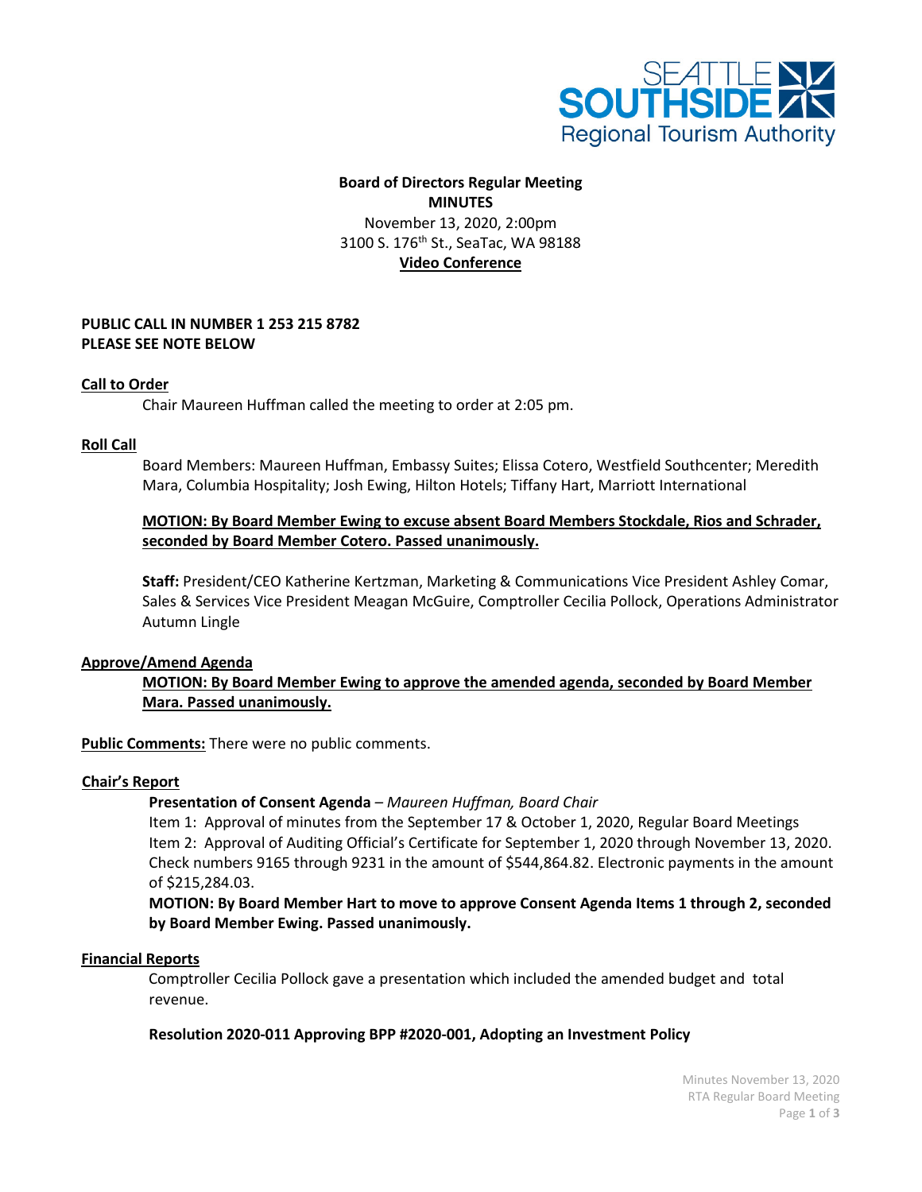SEATTLE SOUTHSIDE Regional Tourism Authority

**Board of Directors Regular Meeting**
**MINUTES**
November 13, 2020, 2:00pm
3100 S. 176th St., SeaTac, WA 98188
**Video Conference**

**PUBLIC CALL IN NUMBER 1 253 215 8782**
**PLEASE SEE NOTE BELOW**

**Call to Order**

Chair Maureen Huffman called the meeting to order at 2:05 pm.

**Roll Call**

Board Members: Maureen Huffman, Embassy Suites; Elissa Cotero, Westfield Southcenter; Meredith Mara, Columbia Hospitality; Josh Ewing, Hilton Hotels; Tiffany Hart, Marriott International

**MOTION: By Board Member Ewing to excuse absent Board Members Stockdale, Rios and Schrader, seconded by Board Member Cotero. Passed unanimously.**

**Staff:** President/CEO Katherine Kertzman, Marketing & Communications Vice President Ashley Comar, Sales & Services Vice President Meagan McGuire, Comptroller Cecilia Pollock, Operations Administrator Autumn Lingle

**Approve/Amend Agenda**

**MOTION: By Board Member Ewing to approve the amended agenda, seconded by Board Member Mara. Passed unanimously.**

**Public Comments:** There were no public comments.

**Chair's Report**

**Presentation of Consent Agenda** – *Maureen Huffman, Board Chair*

Item 1: Approval of minutes from the September 17 & October 1, 2020, Regular Board Meetings

Item 2: Approval of Auditing Official's Certificate for September 1, 2020 through November 13, 2020. Check numbers 9165 through 9231 in the amount of $544,864.82. Electronic payments in the amount of $215,284.03.

**MOTION: By Board Member Hart to move to approve Consent Agenda Items 1 through 2, seconded by Board Member Ewing. Passed unanimously.**

**Financial Reports**

Comptroller Cecilia Pollock gave a presentation which included the amended budget and total revenue.

**Resolution 2020-011 Approving BPP #2020-001, Adopting an Investment Policy**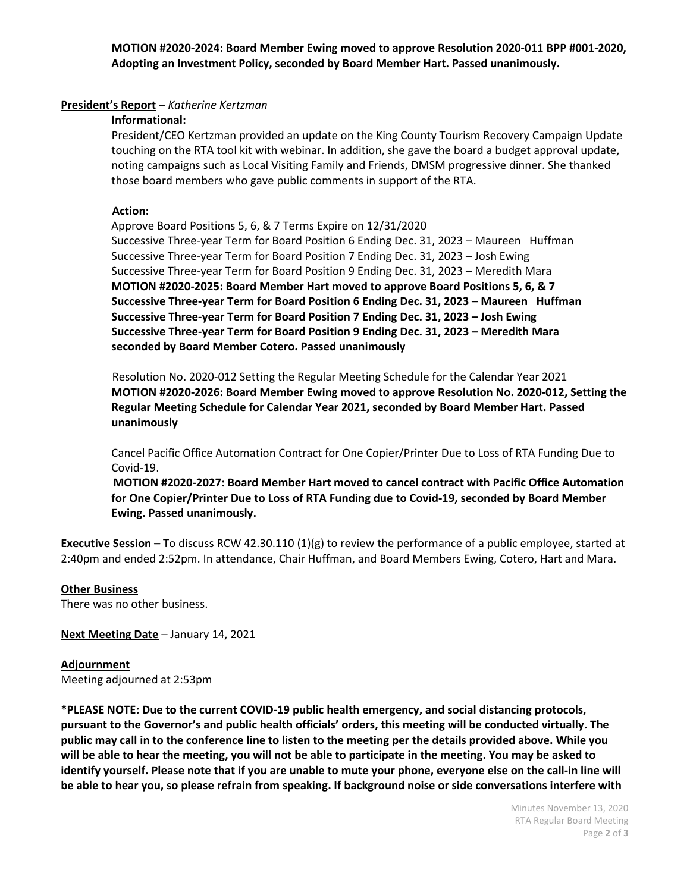**MOTION #2020-2024: Board Member Ewing moved to approve Resolution 2020-011 BPP #001-2020, Adopting an Investment Policy, seconded by Board Member Hart. Passed unanimously.**

**President's Report** – *Katherine Kertzman*

**Informational:**

President/CEO Kertzman provided an update on the King County Tourism Recovery Campaign Update touching on the RTA tool kit with webinar. In addition, she gave the board a budget approval update, noting campaigns such as Local Visiting Family and Friends, DMSM progressive dinner. She thanked those board members who gave public comments in support of the RTA.

**Action:**

Approve Board Positions 5, 6, & 7 Terms Expire on 12/31/2020
Successive Three-year Term for Board Position 6 Ending Dec. 31, 2023 – Maureen Huffman
Successive Three-year Term for Board Position 7 Ending Dec. 31, 2023 – Josh Ewing
Successive Three-year Term for Board Position 9 Ending Dec. 31, 2023 – Meredith Mara
**MOTION #2020-2025: Board Member Hart moved to approve Board Positions 5, 6, & 7**
**Successive Three-year Term for Board Position 6 Ending Dec. 31, 2023 – Maureen Huffman**
**Successive Three-year Term for Board Position 7 Ending Dec. 31, 2023 – Josh Ewing**
**Successive Three-year Term for Board Position 9 Ending Dec. 31, 2023 – Meredith Mara**
**seconded by Board Member Cotero. Passed unanimously**

Resolution No. 2020-012 Setting the Regular Meeting Schedule for the Calendar Year 2021
**MOTION #2020-2026: Board Member Ewing moved to approve Resolution No. 2020-012, Setting the Regular Meeting Schedule for Calendar Year 2021, seconded by Board Member Hart. Passed unanimously**

Cancel Pacific Office Automation Contract for One Copier/Printer Due to Loss of RTA Funding Due to Covid-19.
**MOTION #2020-2027: Board Member Hart moved to cancel contract with Pacific Office Automation for One Copier/Printer Due to Loss of RTA Funding due to Covid-19, seconded by Board Member Ewing. Passed unanimously.**

**Executive Session –** To discuss RCW 42.30.110 (1)(g) to review the performance of a public employee, started at 2:40pm and ended 2:52pm. In attendance, Chair Huffman, and Board Members Ewing, Cotero, Hart and Mara.

**Other Business**

There was no other business.

**Next Meeting Date** – January 14, 2021

**Adjournment**

Meeting adjourned at 2:53pm

**\*PLEASE NOTE: Due to the current COVID-19 public health emergency, and social distancing protocols, pursuant to the Governor's and public health officials' orders, this meeting will be conducted virtually. The public may call in to the conference line to listen to the meeting per the details provided above. While you will be able to hear the meeting, you will not be able to participate in the meeting. You may be asked to identify yourself. Please note that if you are unable to mute your phone, everyone else on the call-in line will be able to hear you, so please refrain from speaking. If background noise or side conversations interfere with**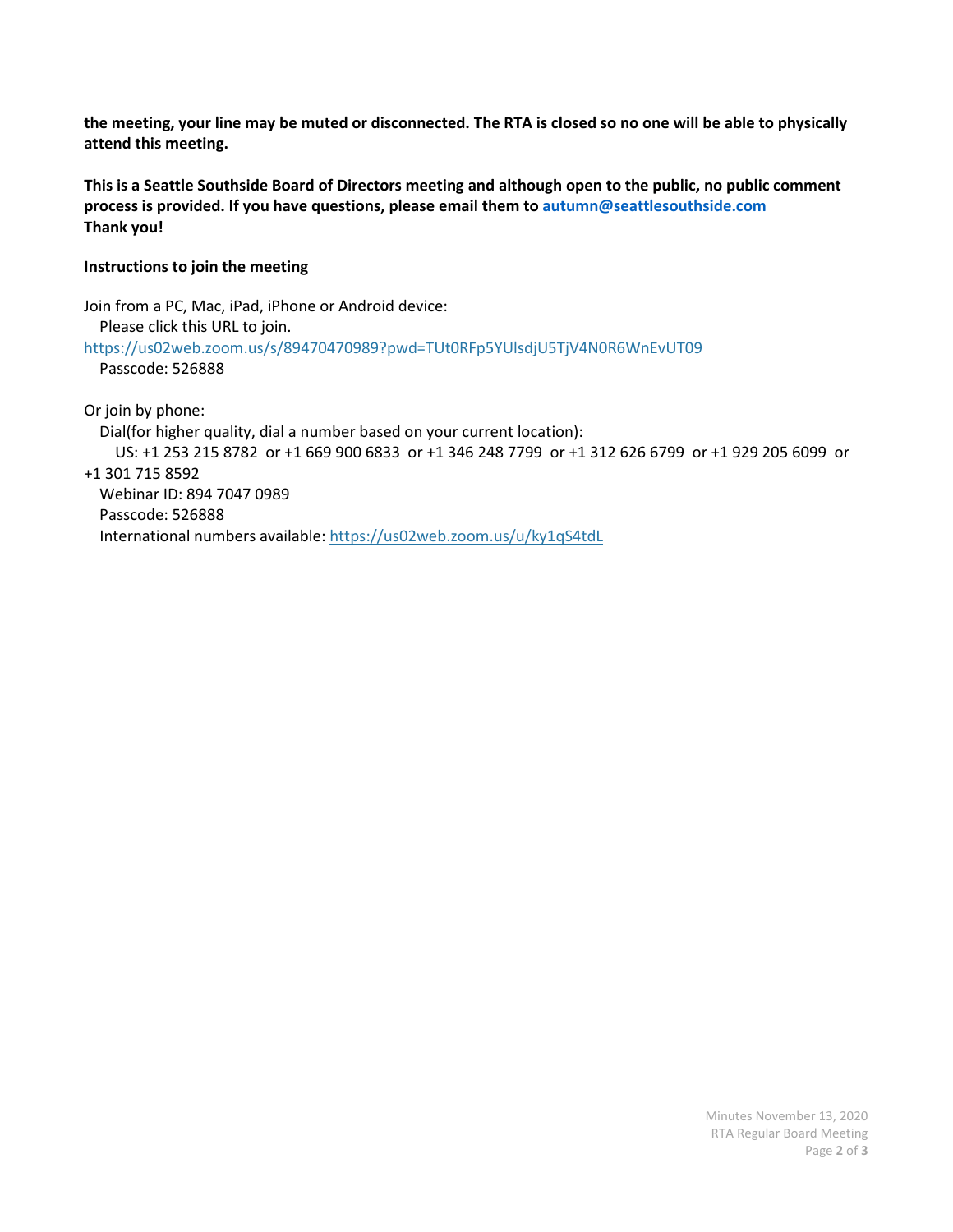**the meeting, your line may be muted or disconnected. The RTA is closed so no one will be able to physically attend this meeting.**

**This is a Seattle Southside Board of Directors meeting and although open to the public, no public comment process is provided. If you have questions, please email them to autumn@seattlesouthside.com**
**Thank you!**

**Instructions to join the meeting**

Join from a PC, Mac, iPad, iPhone or Android device:
Please click this URL to join.
https://us02web.zoom.us/s/89470470989?pwd=TUt0RFp5YUlsdjU5TjV4N0R6WnEvUT09
Passcode: 526888

Or join by phone:
Dial(for higher quality, dial a number based on your current location):
US: +1 253 215 8782 or +1 669 900 6833 or +1 346 248 7799 or +1 312 626 6799 or +1 929 205 6099 or +1 301 715 8592
Webinar ID: 894 7047 0989
Passcode: 526888
International numbers available: https://us02web.zoom.us/u/ky1qS4tdL